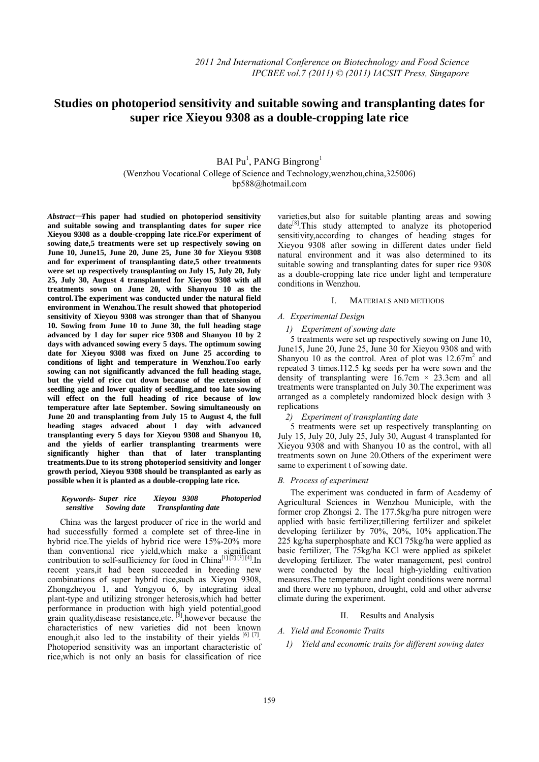# Studies on photoperiod sensitivity and suitable sowing and transplanting dates for super rice Xieyou 9308 as a double-cropping late rice

BAI Pu[1], PANG Bingrong[1]

(Wenzhou Vocational College of Science and Technology,wenzhou,china,325006)
bp588@hotmail.com

***Abstract*—This paper had studied on photoperiod sensitivity and suitable sowing and transplanting dates for super rice Xieyou 9308 as a double-cropping late rice.For experiment of sowing date,5 treatments were set up respectively sowing on June 10, June15, June 20, June 25, June 30 for Xieyou 9308 and for experiment of transplanting date,5 other treatments were set up respectively transplanting on July 15, July 20, July 25, July 30, August 4 transplanted for Xieyou 9308 with all treatments sown on June 20, with Shanyou 10 as the control.The experiment was conducted under the natural field environment in Wenzhou.The result showed that photoperiod sensitivity of Xieyou 9308 was stronger than that of Shanyou 10. Sowing from June 10 to June 30, the full heading stage advanced by 1 day for super rice 9308 and Shanyou 10 by 2 days with advanced sowing every 5 days. The optimum sowing date for Xieyou 9308 was fixed on June 25 according to conditions of light and temperature in Wenzhou.Too early sowing can not significantly advanced the full heading stage, but the yield of rice cut down because of the extension of seedling age and lower quality of seedling,and too late sowing will effect on the full heading of rice because of low temperature after late September. Sowing simultaneously on June 20 and transplanting from July 15 to August 4, the full heading stages advaced about 1 day with advanced transplanting every 5 days for Xieyou 9308 and Shanyou 10, and the yields of earlier transplanting trearments were significantly higher than that of later transplanting treatments.Due to its strong photoperiod sensitivity and longer growth period, Xieyou 9308 should be transplanted as early as possible when it is planted as a double-cropping late rice.**

***Keywords- Super rice Xieyou 9308 Photoperiod sensitive Sowing date Transplanting date***

China was the largest producer of rice in the world and had successfully formed a complete set of three-line in hybrid rice.The yields of hybrid rice were 15%-20% more than conventional rice yield,which make a significant contribution to self-sufficiency for food in China[1] [2] [3] [4].In recent years,it had been succeeded in breeding new combinations of super hybrid rice,such as Xieyou 9308, Zhongzheyou 1, and Yongyou 6, by integrating ideal plant-type and utilizing stronger heterosis,which had better performance in production with high yield potential,good grain quality,disease resistance,etc. [5],however because the characteristics of new varieties did not been known enough,it also led to the instability of their yields [6] [7]. Photoperiod sensitivity was an important characteristic of rice,which is not only an basis for classification of rice varieties,but also for suitable planting areas and sowing date[8].This study attempted to analyze its photoperiod sensitivity,according to changes of heading stages for Xieyou 9308 after sowing in different dates under field natural environment and it was also determined to its suitable sowing and transplanting dates for super rice 9308 as a double-cropping late rice under light and temperature conditions in Wenzhou.

## I. MATERIALS AND METHODS

### *A. Experimental Design*

#### *1) Experiment of sowing date*

5 treatments were set up respectively sowing on June 10, June15, June 20, June 25, June 30 for Xieyou 9308 and with Shanyou 10 as the control. Area of plot was 12.67m$^2$ and repeated 3 times.112.5 kg seeds per ha were sown and the density of transplanting were 16.7cm × 23.3cm and all treatments were transplanted on July 30.The experiment was arranged as a completely randomized block design with 3 replications

#### *2) Experiment of transplanting date*

5 treatments were set up respectively transplanting on July 15, July 20, July 25, July 30, August 4 transplanted for Xieyou 9308 and with Shanyou 10 as the control, with all treatments sown on June 20.Others of the experiment were same to experiment t of sowing date.

### *B. Process of experiment*

The experiment was conducted in farm of Academy of Agricultural Sciences in Wenzhou Municiple, with the former crop Zhongsi 2. The 177.5kg/ha pure nitrogen were applied with basic fertilizer,tillering fertilizer and spikelet developing fertilizer by 70%, 20%, 10% application.The 225 kg/ha superphosphate and KCl 75kg/ha were applied as basic fertilizer, The 75kg/ha KCl were applied as spikelet developing fertilizer. The water management, pest control were conducted by the local high-yielding cultivation measures.The temperature and light conditions were normal and there were no typhoon, drought, cold and other adverse climate during the experiment.

## II. Results and Analysis

### *A. Yield and Economic Traits*

#### *1) Yield and economic traits for different sowing dates*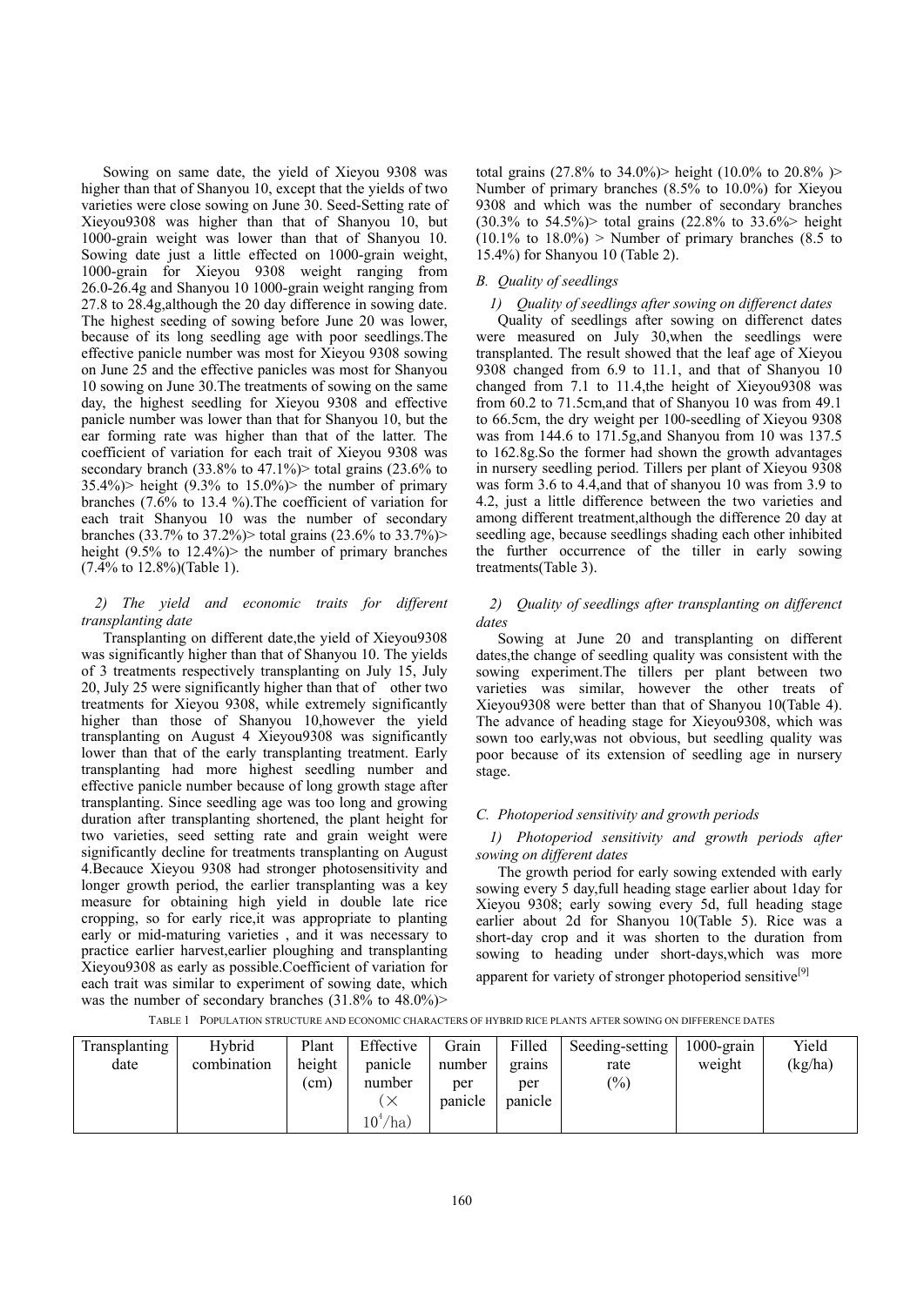Sowing on same date, the yield of Xieyou 9308 was higher than that of Shanyou 10, except that the yields of two varieties were close sowing on June 30. Seed-Setting rate of Xieyou9308 was higher than that of Shanyou 10, but 1000-grain weight was lower than that of Shanyou 10. Sowing date just a little effected on 1000-grain weight, 1000-grain for Xieyou 9308 weight ranging from 26.0-26.4g and Shanyou 10 1000-grain weight ranging from 27.8 to 28.4g,although the 20 day difference in sowing date. The highest seeding of sowing before June 20 was lower, because of its long seedling age with poor seedlings.The effective panicle number was most for Xieyou 9308 sowing on June 25 and the effective panicles was most for Shanyou 10 sowing on June 30.The treatments of sowing on the same day, the highest seedling for Xieyou 9308 and effective panicle number was lower than that for Shanyou 10, but the ear forming rate was higher than that of the latter. The coefficient of variation for each trait of Xieyou 9308 was secondary branch (33.8% to 47.1%)> total grains (23.6% to 35.4%)> height (9.3% to 15.0%)> the number of primary branches (7.6% to 13.4 %).The coefficient of variation for each trait Shanyou 10 was the number of secondary branches (33.7% to 37.2%)> total grains (23.6% to 33.7%)> height (9.5% to 12.4%)> the number of primary branches (7.4% to 12.8%)(Table 1).

*2) The yield and economic traits for different transplanting date*

Transplanting on different date,the yield of Xieyou9308 was significantly higher than that of Shanyou 10. The yields of 3 treatments respectively transplanting on July 15, July 20, July 25 were significantly higher than that of other two treatments for Xieyou 9308, while extremely significantly higher than those of Shanyou 10,however the yield transplanting on August 4 Xieyou9308 was significantly lower than that of the early transplanting treatment. Early transplanting had more highest seedling number and effective panicle number because of long growth stage after transplanting. Since seedling age was too long and growing duration after transplanting shortened, the plant height for two varieties, seed setting rate and grain weight were significantly decline for treatments transplanting on August 4.Becauce Xieyou 9308 had stronger photosensitivity and longer growth period, the earlier transplanting was a key measure for obtaining high yield in double late rice cropping, so for early rice,it was appropriate to planting early or mid-maturing varieties , and it was necessary to practice earlier harvest,earlier ploughing and transplanting Xieyou9308 as early as possible.Coefficient of variation for each trait was similar to experiment of sowing date, which was the number of secondary branches (31.8% to 48.0%)> total grains (27.8% to 34.0%)> height (10.0% to 20.8% )> Number of primary branches (8.5% to 10.0%) for Xieyou 9308 and which was the number of secondary branches (30.3% to 54.5%)> total grains (22.8% to 33.6%> height (10.1% to 18.0%) > Number of primary branches (8.5 to 15.4%) for Shanyou 10 (Table 2).

## *B. Quality of seedlings*

*1) Quality of seedlings after sowing on differenct dates*

Quality of seedlings after sowing on differenct dates were measured on July 30,when the seedlings were transplanted. The result showed that the leaf age of Xieyou 9308 changed from 6.9 to 11.1, and that of Shanyou 10 changed from 7.1 to 11.4,the height of Xieyou9308 was from 60.2 to 71.5cm,and that of Shanyou 10 was from 49.1 to 66.5cm, the dry weight per 100-seedling of Xieyou 9308 was from 144.6 to 171.5g,and Shanyou from 10 was 137.5 to 162.8g.So the former had shown the growth advantages in nursery seedling period. Tillers per plant of Xieyou 9308 was form 3.6 to 4.4,and that of shanyou 10 was from 3.9 to 4.2, just a little difference between the two varieties and among different treatment,although the difference 20 day at seedling age, because seedlings shading each other inhibited the further occurrence of the tiller in early sowing treatments(Table 3).

*2) Quality of seedlings after transplanting on differenct dates*

Sowing at June 20 and transplanting on different dates,the change of seedling quality was consistent with the sowing experiment.The tillers per plant between two varieties was similar, however the other treats of Xieyou9308 were better than that of Shanyou 10(Table 4). The advance of heading stage for Xieyou9308, which was sown too early,was not obvious, but seedling quality was poor because of its extension of seedling age in nursery stage.

## *C. Photoperiod sensitivity and growth periods*

*1) Photoperiod sensitivity and growth periods after sowing on different dates*

The growth period for early sowing extended with early sowing every 5 day,full heading stage earlier about 1day for Xieyou 9308; early sowing every 5d, full heading stage earlier about 2d for Shanyou 10(Table 5). Rice was a short-day crop and it was shorten to the duration from sowing to heading under short-days,which was more apparent for variety of stronger photoperiod sensitive[9]

TABLE 1 POPULATION STRUCTURE AND ECONOMIC CHARACTERS OF HYBRID RICE PLANTS AFTER SOWING ON DIFFERENCE DATES

| Transplanting date | Hybrid combination | Plant height (cm) | Effective panicle number (×$10^4$/ha) | Grain number per panicle | Filled grains per panicle | Seeding-setting rate (%) | 1000-grain weight | Yield (kg/ha) |
|---|---|---|---|---|---|---|---|---|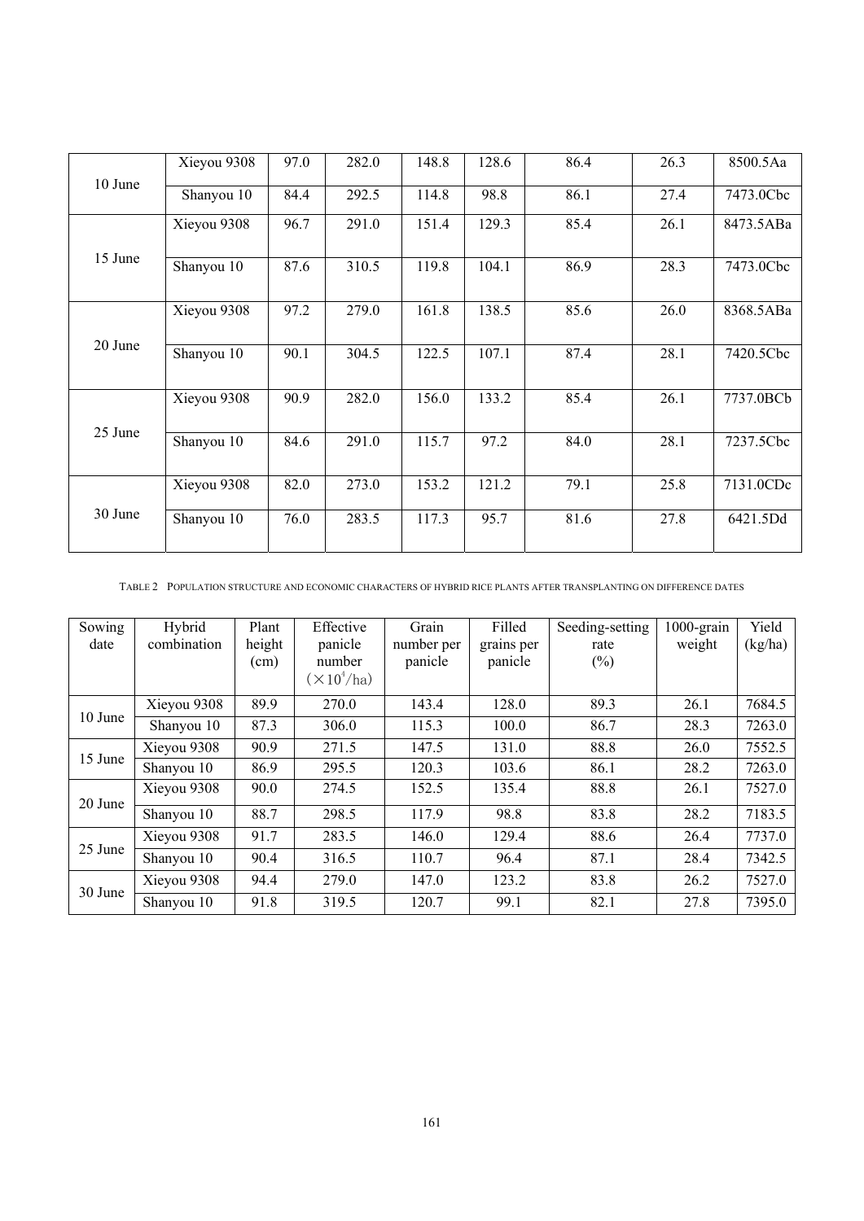| 10 June | Xieyou 9308 | 97.0 | 282.0 | 148.8 | 128.6 | 86.4 | 26.3 | 8500.5Aa |
|---|---|---|---|---|---|---|---|---|
| | Shanyou 10 | 84.4 | 292.5 | 114.8 | 98.8 | 86.1 | 27.4 | 7473.0Cbc |
| 15 June | Xieyou 9308 | 96.7 | 291.0 | 151.4 | 129.3 | 85.4 | 26.1 | 8473.5ABa |
| | Shanyou 10 | 87.6 | 310.5 | 119.8 | 104.1 | 86.9 | 28.3 | 7473.0Cbc |
| 20 June | Xieyou 9308 | 97.2 | 279.0 | 161.8 | 138.5 | 85.6 | 26.0 | 8368.5ABa |
| | Shanyou 10 | 90.1 | 304.5 | 122.5 | 107.1 | 87.4 | 28.1 | 7420.5Cbc |
| 25 June | Xieyou 9308 | 90.9 | 282.0 | 156.0 | 133.2 | 85.4 | 26.1 | 7737.0BCb |
| | Shanyou 10 | 84.6 | 291.0 | 115.7 | 97.2 | 84.0 | 28.1 | 7237.5Cbc |
| 30 June | Xieyou 9308 | 82.0 | 273.0 | 153.2 | 121.2 | 79.1 | 25.8 | 7131.0CDc |
| | Shanyou 10 | 76.0 | 283.5 | 117.3 | 95.7 | 81.6 | 27.8 | 6421.5Dd |

TABLE 2 POPULATION STRUCTURE AND ECONOMIC CHARACTERS OF HYBRID RICE PLANTS AFTER TRANSPLANTING ON DIFFERENCE DATES

| Sowing date | Hybrid combination | Plant height (cm) | Effective panicle number ($\times 10^4$/ha) | Grain number per panicle | Filled grains per panicle | Seeding-setting rate (%) | 1000-grain weight | Yield (kg/ha) |
|---|---|---|---|---|---|---|---|---|
| 10 June | Xieyou 9308 | 89.9 | 270.0 | 143.4 | 128.0 | 89.3 | 26.1 | 7684.5 |
| | Shanyou 10 | 87.3 | 306.0 | 115.3 | 100.0 | 86.7 | 28.3 | 7263.0 |
| 15 June | Xieyou 9308 | 90.9 | 271.5 | 147.5 | 131.0 | 88.8 | 26.0 | 7552.5 |
| | Shanyou 10 | 86.9 | 295.5 | 120.3 | 103.6 | 86.1 | 28.2 | 7263.0 |
| 20 June | Xieyou 9308 | 90.0 | 274.5 | 152.5 | 135.4 | 88.8 | 26.1 | 7527.0 |
| | Shanyou 10 | 88.7 | 298.5 | 117.9 | 98.8 | 83.8 | 28.2 | 7183.5 |
| 25 June | Xieyou 9308 | 91.7 | 283.5 | 146.0 | 129.4 | 88.6 | 26.4 | 7737.0 |
| | Shanyou 10 | 90.4 | 316.5 | 110.7 | 96.4 | 87.1 | 28.4 | 7342.5 |
| 30 June | Xieyou 9308 | 94.4 | 279.0 | 147.0 | 123.2 | 83.8 | 26.2 | 7527.0 |
| | Shanyou 10 | 91.8 | 319.5 | 120.7 | 99.1 | 82.1 | 27.8 | 7395.0 |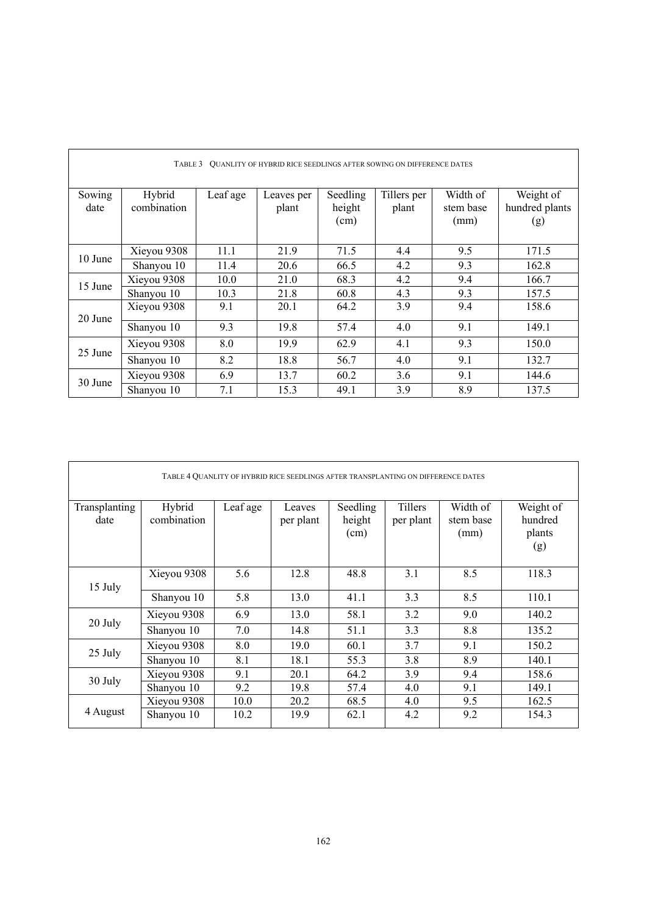TABLE 3 QUANLITY OF HYBRID RICE SEEDLINGS AFTER SOWING ON DIFFERENCE DATES

| Sowing date | Hybrid combination | Leaf age | Leaves per plant | Seedling height (cm) | Tillers per plant | Width of stem base (mm) | Weight of hundred plants (g) |
|---|---|---|---|---|---|---|---|
| 10 June | Xieyou 9308 | 11.1 | 21.9 | 71.5 | 4.4 | 9.5 | 171.5 |
| | Shanyou 10 | 11.4 | 20.6 | 66.5 | 4.2 | 9.3 | 162.8 |
| 15 June | Xieyou 9308 | 10.0 | 21.0 | 68.3 | 4.2 | 9.4 | 166.7 |
| | Shanyou 10 | 10.3 | 21.8 | 60.8 | 4.3 | 9.3 | 157.5 |
| 20 June | Xieyou 9308 | 9.1 | 20.1 | 64.2 | 3.9 | 9.4 | 158.6 |
| | Shanyou 10 | 9.3 | 19.8 | 57.4 | 4.0 | 9.1 | 149.1 |
| 25 June | Xieyou 9308 | 8.0 | 19.9 | 62.9 | 4.1 | 9.3 | 150.0 |
| | Shanyou 10 | 8.2 | 18.8 | 56.7 | 4.0 | 9.1 | 132.7 |
| 30 June | Xieyou 9308 | 6.9 | 13.7 | 60.2 | 3.6 | 9.1 | 144.6 |
| | Shanyou 10 | 7.1 | 15.3 | 49.1 | 3.9 | 8.9 | 137.5 |

TABLE 4 QUANLITY OF HYBRID RICE SEEDLINGS AFTER TRANSPLANTING ON DIFFERENCE DATES

| Transplanting date | Hybrid combination | Leaf age | Leaves per plant | Seedling height (cm) | Tillers per plant | Width of stem base (mm) | Weight of hundred plants (g) |
|---|---|---|---|---|---|---|---|
| 15 July | Xieyou 9308 | 5.6 | 12.8 | 48.8 | 3.1 | 8.5 | 118.3 |
| | Shanyou 10 | 5.8 | 13.0 | 41.1 | 3.3 | 8.5 | 110.1 |
| 20 July | Xieyou 9308 | 6.9 | 13.0 | 58.1 | 3.2 | 9.0 | 140.2 |
| | Shanyou 10 | 7.0 | 14.8 | 51.1 | 3.3 | 8.8 | 135.2 |
| 25 July | Xieyou 9308 | 8.0 | 19.0 | 60.1 | 3.7 | 9.1 | 150.2 |
| | Shanyou 10 | 8.1 | 18.1 | 55.3 | 3.8 | 8.9 | 140.1 |
| 30 July | Xieyou 9308 | 9.1 | 20.1 | 64.2 | 3.9 | 9.4 | 158.6 |
| | Shanyou 10 | 9.2 | 19.8 | 57.4 | 4.0 | 9.1 | 149.1 |
| 4 August | Xieyou 9308 | 10.0 | 20.2 | 68.5 | 4.0 | 9.5 | 162.5 |
| | Shanyou 10 | 10.2 | 19.9 | 62.1 | 4.2 | 9.2 | 154.3 |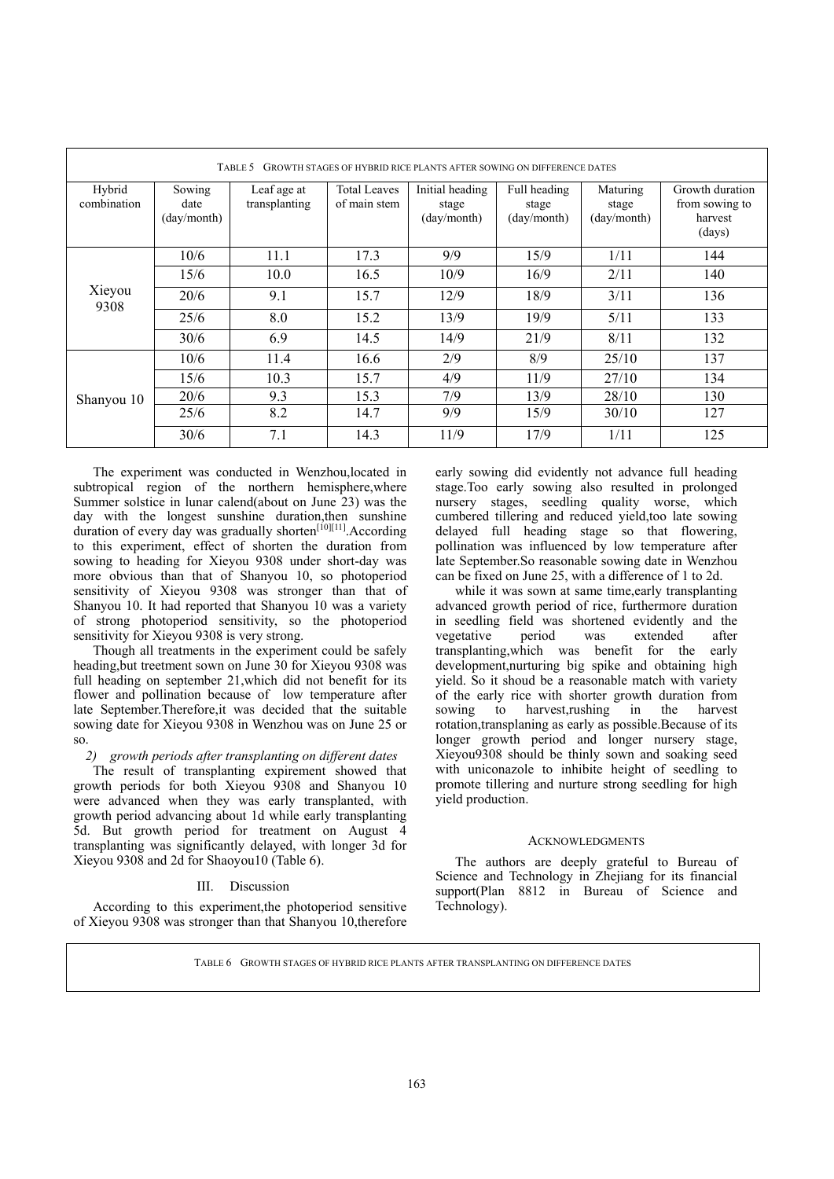TABLE 5 GROWTH STAGES OF HYBRID RICE PLANTS AFTER SOWING ON DIFFERENCE DATES

| Hybrid combination | Sowing date (day/month) | Leaf age at transplanting | Total Leaves of main stem | Initial heading stage (day/month) | Full heading stage (day/month) | Maturing stage (day/month) | Growth duration from sowing to harvest (days) |
|---|---|---|---|---|---|---|---|
| Xieyou 9308 | 10/6 | 11.1 | 17.3 | 9/9 | 15/9 | 1/11 | 144 |
| | 15/6 | 10.0 | 16.5 | 10/9 | 16/9 | 2/11 | 140 |
| | 20/6 | 9.1 | 15.7 | 12/9 | 18/9 | 3/11 | 136 |
| | 25/6 | 8.0 | 15.2 | 13/9 | 19/9 | 5/11 | 133 |
| | 30/6 | 6.9 | 14.5 | 14/9 | 21/9 | 8/11 | 132 |
| Shanyou 10 | 10/6 | 11.4 | 16.6 | 2/9 | 8/9 | 25/10 | 137 |
| | 15/6 | 10.3 | 15.7 | 4/9 | 11/9 | 27/10 | 134 |
| | 20/6 | 9.3 | 15.3 | 7/9 | 13/9 | 28/10 | 130 |
| | 25/6 | 8.2 | 14.7 | 9/9 | 15/9 | 30/10 | 127 |
| | 30/6 | 7.1 | 14.3 | 11/9 | 17/9 | 1/11 | 125 |

The experiment was conducted in Wenzhou,located in subtropical region of the northern hemisphere,where Summer solstice in lunar calend(about on June 23) was the day with the longest sunshine duration,then sunshine duration of every day was gradually shorten[10][11].According to this experiment, effect of shorten the duration from sowing to heading for Xieyou 9308 under short-day was more obvious than that of Shanyou 10, so photoperiod sensitivity of Xieyou 9308 was stronger than that of Shanyou 10. It had reported that Shanyou 10 was a variety of strong photoperiod sensitivity, so the photoperiod sensitivity for Xieyou 9308 is very strong.

Though all treatments in the experiment could be safely heading,but treetment sown on June 30 for Xieyou 9308 was full heading on september 21,which did not benefit for its flower and pollination because of low temperature after late September.Therefore,it was decided that the suitable sowing date for Xieyou 9308 in Wenzhou was on June 25 or so.

*2) growth periods after transplanting on different dates*

The result of transplanting expirement showed that growth periods for both Xieyou 9308 and Shanyou 10 were advanced when they was early transplanted, with growth period advancing about 1d while early transplanting 5d. But growth period for treatment on August 4 transplanting was significantly delayed, with longer 3d for Xieyou 9308 and 2d for Shaoyou10 (Table 6).

## III. Discussion

According to this experiment,the photoperiod sensitive of Xieyou 9308 was stronger than that Shanyou 10,therefore early sowing did evidently not advance full heading stage.Too early sowing also resulted in prolonged nursery stages, seedling quality worse, which cumbered tillering and reduced yield,too late sowing delayed full heading stage so that flowering, pollination was influenced by low temperature after late September.So reasonable sowing date in Wenzhou can be fixed on June 25, with a difference of 1 to 2d.

while it was sown at same time,early transplanting advanced growth period of rice, furthermore duration in seedling field was shortened evidently and the vegetative period was extended after transplanting,which was benefit for the early development,nurturing big spike and obtaining high yield. So it shoud be a reasonable match with variety of the early rice with shorter growth duration from sowing to harvest,rushing in the harvest rotation,transplaning as early as possible.Because of its longer growth period and longer nursery stage, Xieyou9308 should be thinly sown and soaking seed with uniconazole to inhibite height of seedling to promote tillering and nurture strong seedling for high yield production.

## ACKNOWLEDGMENTS

The authors are deeply grateful to Bureau of Science and Technology in Zhejiang for its financial support(Plan 8812 in Bureau of Science and Technology).

TABLE 6 GROWTH STAGES OF HYBRID RICE PLANTS AFTER TRANSPLANTING ON DIFFERENCE DATES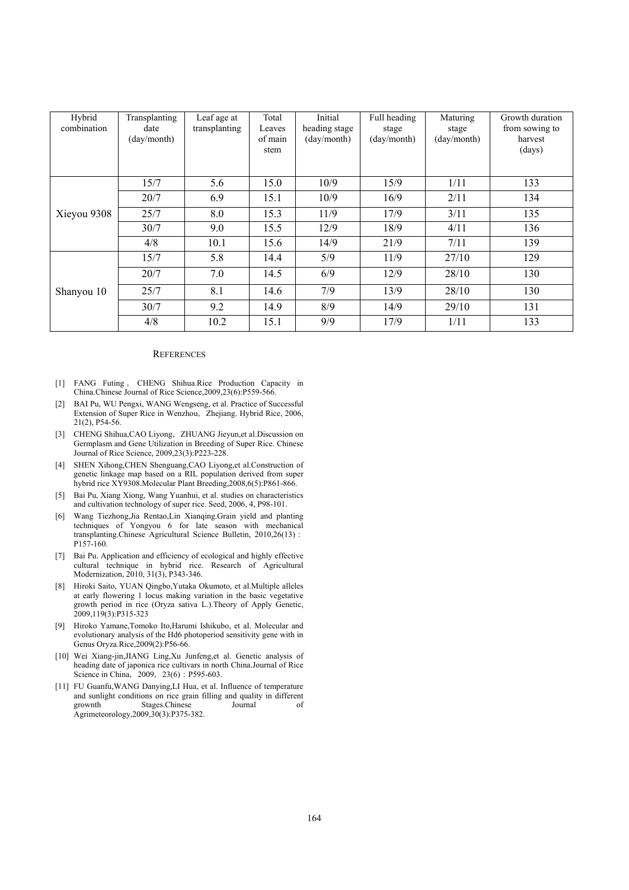| Hybrid combination | Transplanting date (day/month) | Leaf age at transplanting | Total Leaves of main stem | Initial heading stage (day/month) | Full heading stage (day/month) | Maturing stage (day/month) | Growth duration from sowing to harvest (days) |
|---|---|---|---|---|---|---|---|
| Xieyou 9308 | 15/7 | 5.6 | 15.0 | 10/9 | 15/9 | 1/11 | 133 |
| | 20/7 | 6.9 | 15.1 | 10/9 | 16/9 | 2/11 | 134 |
| | 25/7 | 8.0 | 15.3 | 11/9 | 17/9 | 3/11 | 135 |
| | 30/7 | 9.0 | 15.5 | 12/9 | 18/9 | 4/11 | 136 |
| | 4/8 | 10.1 | 15.6 | 14/9 | 21/9 | 7/11 | 139 |
| Shanyou 10 | 15/7 | 5.8 | 14.4 | 5/9 | 11/9 | 27/10 | 129 |
| | 20/7 | 7.0 | 14.5 | 6/9 | 12/9 | 28/10 | 130 |
| | 25/7 | 8.1 | 14.6 | 7/9 | 13/9 | 28/10 | 130 |
| | 30/7 | 9.2 | 14.9 | 8/9 | 14/9 | 29/10 | 131 |
| | 4/8 | 10.2 | 15.1 | 9/9 | 17/9 | 1/11 | 133 |

## REFERENCES

[1] FANG Futing，CHENG Shihua.Rice Production Capacity in China.Chinese Journal of Rice Science,2009,23(6):P559-566.

[2] BAI Pu, WU Pengxi, WANG Wengseng, et al. Practice of Successful Extension of Super Rice in Wenzhou，Zhejiang. Hybrid Rice, 2006, 21(2), P54-56.

[3] CHENG Shihua,CAO Liyong，ZHUANG Jieyun,et al.Discussion on Germplasm and Gene Utilization in Breeding of Super Rice. Chinese Journal of Rice Science, 2009,23(3):P223-228.

[4] SHEN Xihong,CHEN Shenguang,CAO Liyong,et al.Construction of genetic linkage map based on a RIL population derived from super hybrid rice XY9308.Molecular Plant Breeding,2008,6(5):P861-866.

[5] Bai Pu, Xiang Xiong, Wang Yuanhui, et al. studies on characteristics and cultivation technology of super rice. Seed, 2006, 4, P98-101.

[6] Wang Tiezhong,Jia Rentao,Lin Xianqing.Grain yield and planting techniques of Yongyou 6 for late season with mechanical transplanting.Chinese Agricultural Science Bulletin, 2010,26(13) : P157-160.

[7] Bai Pu. Application and efficiency of ecological and highly effective cultural technique in hybrid rice. Research of Agricultural Modernization, 2010, 31(3), P343-346.

[8] Hiroki Saito, YUAN Qingbo,Yutaka Okumoto, et al.Multiple alleles at early flowering 1 locus making variation in the basic vegetative growth period in rice (Oryza sativa L.).Theory of Apply Genetic, 2009,119(3):P315-323

[9] Hiroko Yamane,Tomoko Ito,Harumi Ishikubo, et al. Molecular and evolutionary analysis of the Hd6 photoperiod sensitivity gene with in Genus Oryza.Rice,2009(2):P56-66.

[10] Wei Xiang-jin,JIANG Ling,Xu Junfeng,et al. Genetic analysis of heading date of japonica rice cultivars in north China.Journal of Rice Science in China，2009，23(6) : P595-603.

[11] FU Guanfu,WANG Danying,LI Hua, et al. Influence of temperature and sunlight conditions on rice grain filling and quality in different grownth Stages.Chinese Journal of Agrimeteorology,2009,30(3):P375-382.